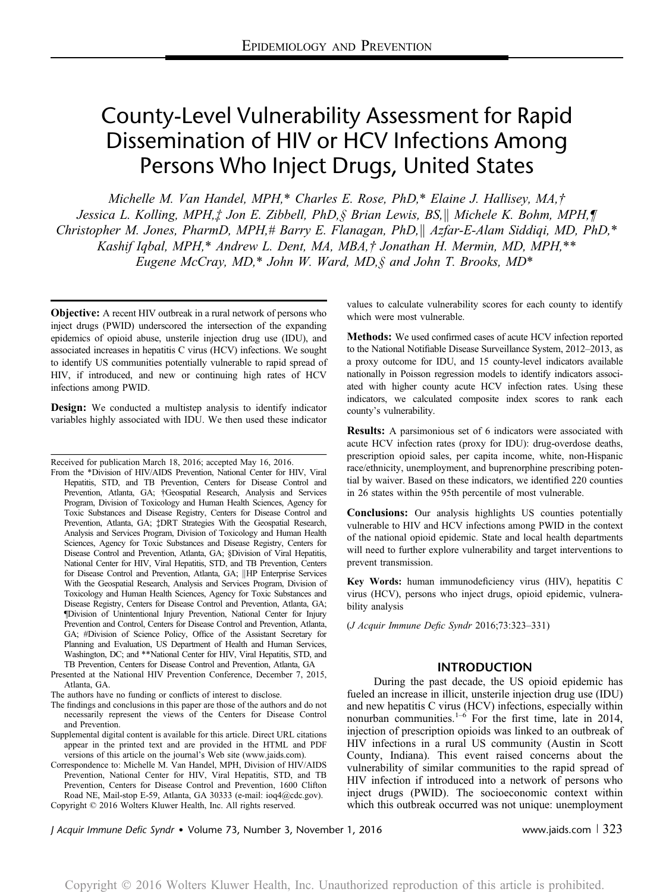# County-Level Vulnerability Assessment for Rapid Dissemination of HIV or HCV Infections Among Persons Who Inject Drugs, United States

*Michelle M. Van Handel, MPH,\* Charles E. Rose, PhD,\* Elaine J. Hallisey, MA,† Jessica L. Kolling, MPH,‡ Jon E. Zibbell, PhD,§ Brian Lewis, BS,|| Michele K. Bohm, MPH,¶ Christopher M. Jones, PharmD, MPH,# Barry E. Flanagan, PhD,|| Azfar-E-Alam Siddiqi, MD, PhD,\* Kashif Iqbal, MPH,\* Andrew L. Dent, MA, MBA,† Jonathan H. Mermin, MD, MPH,\*\* Eugene McCray, MD,\* John W. Ward, MD,§ and John T. Brooks, MD\**

**Objective:** A recent HIV outbreak in a rural network of persons who inject drugs (PWID) underscored the intersection of the expanding epidemics of opioid abuse, unsterile injection drug use (IDU), and associated increases in hepatitis C virus (HCV) infections. We sought to identify US communities potentially vulnerable to rapid spread of HIV, if introduced, and new or continuing high rates of HCV infections among PWID.

**Design:** We conducted a multistep analysis to identify indicator variables highly associated with IDU. We then used these indicator values to calculate vulnerability scores for each county to identify which were most vulnerable.

**Methods:** We used confirmed cases of acute HCV infection reported to the National Notifiable Disease Surveillance System, 2012–2013, as a proxy outcome for IDU, and 15 county-level indicators available nationally in Poisson regression models to identify indicators associated with higher county acute HCV infection rates. Using these indicators, we calculated composite index scores to rank each county's vulnerability.

**Results:** A parsimonious set of 6 indicators were associated with acute HCV infection rates (proxy for IDU): drug-overdose deaths, prescription opioid sales, per capita income, white, non-Hispanic race/ethnicity, unemployment, and buprenorphine prescribing potential by waiver. Based on these indicators, we identified 220 counties in 26 states within the 95th percentile of most vulnerable.

**Conclusions:** Our analysis highlights US counties potentially vulnerable to HIV and HCV infections among PWID in the context of the national opioid epidemic. State and local health departments will need to further explore vulnerability and target interventions to prevent transmission.

**Key Words:** human immunodeficiency virus (HIV), hepatitis C virus (HCV), persons who inject drugs, opioid epidemic, vulnerability analysis

(*J Acquir Immune Defic Syndr* 2016;73:323–331)

Received for publication March 18, 2016; accepted May 16, 2016.

From the \*Division of HIV/AIDS Prevention, National Center for HIV, Viral Hepatitis, STD, and TB Prevention, Centers for Disease Control and Prevention, Atlanta, GA; †Geospatial Research, Analysis and Services Program, Division of Toxicology and Human Health Sciences, Agency for Toxic Substances and Disease Registry, Centers for Disease Control and Prevention, Atlanta, GA; ‡DRT Strategies With the Geospatial Research, Analysis and Services Program, Division of Toxicology and Human Health Sciences, Agency for Toxic Substances and Disease Registry, Centers for Disease Control and Prevention, Atlanta, GA; §Division of Viral Hepatitis, National Center for HIV, Viral Hepatitis, STD, and TB Prevention, Centers for Disease Control and Prevention, Atlanta, GA; ||HP Enterprise Services With the Geospatial Research, Analysis and Services Program, Division of Toxicology and Human Health Sciences, Agency for Toxic Substances and Disease Registry, Centers for Disease Control and Prevention, Atlanta, GA; ¶Division of Unintentional Injury Prevention, National Center for Injury Prevention and Control, Centers for Disease Control and Prevention, Atlanta, GA; #Division of Science Policy, Office of the Assistant Secretary for Planning and Evaluation, US Department of Health and Human Services, Washington, DC; and \*\*National Center for HIV, Viral Hepatitis, STD, and TB Prevention, Centers for Disease Control and Prevention, Atlanta, GA

Presented at the National HIV Prevention Conference, December 7, 2015, Atlanta, GA.

The authors have no funding or conflicts of interest to disclose.

The findings and conclusions in this paper are those of the authors and do not necessarily represent the views of the Centers for Disease Control and Prevention.

Supplemental digital content is available for this article. Direct URL citations appear in the printed text and are provided in the HTML and PDF versions of this article on the journal's Web site (www.jaids.com).

Correspondence to: Michelle M. Van Handel, MPH, Division of HIV/AIDS Prevention, National Center for HIV, Viral Hepatitis, STD, and TB Prevention, Centers for Disease Control and Prevention, 1600 Clifton Road NE, Mail-stop E-59, Atlanta, GA 30333 (e-mail: ioq4@cdc.gov).

Copyright © 2016 Wolters Kluwer Health, Inc. All rights reserved.

## INTRODUCTION

During the past decade, the US opioid epidemic has fueled an increase in illicit, unsterile injection drug use (IDU) and new hepatitis C virus (HCV) infections, especially within nonurban communities.[1–6] For the first time, late in 2014, injection of prescription opioids was linked to an outbreak of HIV infections in a rural US community (Austin in Scott County, Indiana). This event raised concerns about the vulnerability of similar communities to the rapid spread of HIV infection if introduced into a network of persons who inject drugs (PWID). The socioeconomic context within which this outbreak occurred was not unique: unemployment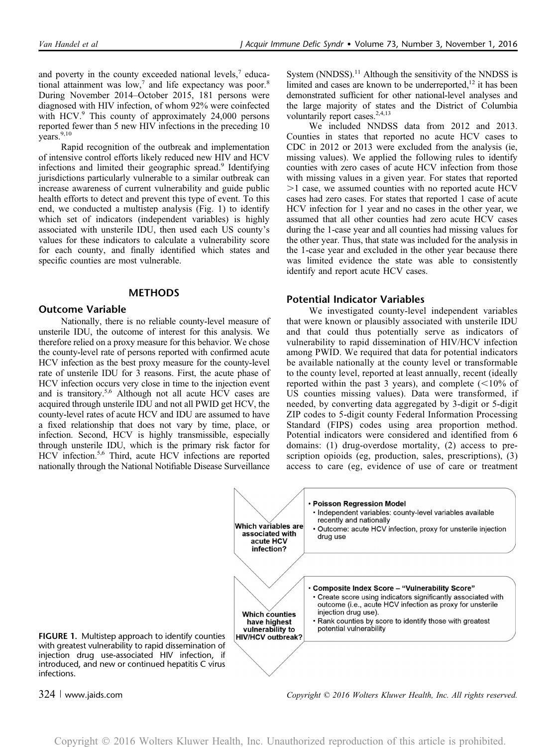and poverty in the county exceeded national levels,[7] educational attainment was low,[7] and life expectancy was poor.[8] During November 2014–October 2015, 181 persons were diagnosed with HIV infection, of whom 92% were coinfected with HCV.[9] This county of approximately 24,000 persons reported fewer than 5 new HIV infections in the preceding 10 years.[9,10]

Rapid recognition of the outbreak and implementation of intensive control efforts likely reduced new HIV and HCV infections and limited their geographic spread.[9] Identifying jurisdictions particularly vulnerable to a similar outbreak can increase awareness of current vulnerability and guide public health efforts to detect and prevent this type of event. To this end, we conducted a multistep analysis (Fig. 1) to identify which set of indicators (independent variables) is highly associated with unsterile IDU, then used each US county's values for these indicators to calculate a vulnerability score for each county, and finally identified which states and specific counties are most vulnerable.

## METHODS

### Outcome Variable

Nationally, there is no reliable county-level measure of unsterile IDU, the outcome of interest for this analysis. We therefore relied on a proxy measure for this behavior. We chose the county-level rate of persons reported with confirmed acute HCV infection as the best proxy measure for the county-level rate of unsterile IDU for 3 reasons. First, the acute phase of HCV infection occurs very close in time to the injection event and is transitory.[5,6] Although not all acute HCV cases are acquired through unsterile IDU and not all PWID get HCV, the county-level rates of acute HCV and IDU are assumed to have a fixed relationship that does not vary by time, place, or infection. Second, HCV is highly transmissible, especially through unsterile IDU, which is the primary risk factor for HCV infection.[5,6] Third, acute HCV infections are reported nationally through the National Notifiable Disease Surveillance System (NNDSS).[11] Although the sensitivity of the NNDSS is limited and cases are known to be underreported,[12] it has been demonstrated sufficient for other national-level analyses and the large majority of states and the District of Columbia voluntarily report cases.[2,4,13]

We included NNDSS data from 2012 and 2013. Counties in states that reported no acute HCV cases to CDC in 2012 or 2013 were excluded from the analysis (ie, missing values). We applied the following rules to identify counties with zero cases of acute HCV infection from those with missing values in a given year. For states that reported >1 case, we assumed counties with no reported acute HCV cases had zero cases. For states that reported 1 case of acute HCV infection for 1 year and no cases in the other year, we assumed that all other counties had zero acute HCV cases during the 1-case year and all counties had missing values for the other year. Thus, that state was included for the analysis in the 1-case year and excluded in the other year because there was limited evidence the state was able to consistently identify and report acute HCV cases.

### Potential Indicator Variables

We investigated county-level independent variables that were known or plausibly associated with unsterile IDU and that could thus potentially serve as indicators of vulnerability to rapid dissemination of HIV/HCV infection among PWID. We required that data for potential indicators be available nationally at the county level or transformable to the county level, reported at least annually, recent (ideally reported within the past 3 years), and complete (<10% of US counties missing values). Data were transformed, if needed, by converting data aggregated by 3-digit or 5-digit ZIP codes to 5-digit county Federal Information Processing Standard (FIPS) codes using area proportion method. Potential indicators were considered and identified from 6 domains: (1) drug-overdose mortality, (2) access to prescription opioids (eg, production, sales, prescriptions), (3) access to care (eg, evidence of use of care or treatment

**Which variables are associated with acute HCV infection?**

- **Poisson Regression Model**
  - Independent variables: county-level variables available recently and nationally
  - Outcome: acute HCV infection, proxy for unsterile injection drug use

**Which counties have highest vulnerability to HIV/HCV outbreak?**

- **Composite Index Score – "Vulnerability Score"**
  - Create score using indicators significantly associated with outcome (i.e., acute HCV infection as proxy for unsterile injection drug use).
  - Rank counties by score to identify those with greatest potential vulnerability

**FIGURE 1.** Multistep approach to identify counties with greatest vulnerability to rapid dissemination of injection drug use-associated HIV infection, if introduced, and new or continued hepatitis C virus infections.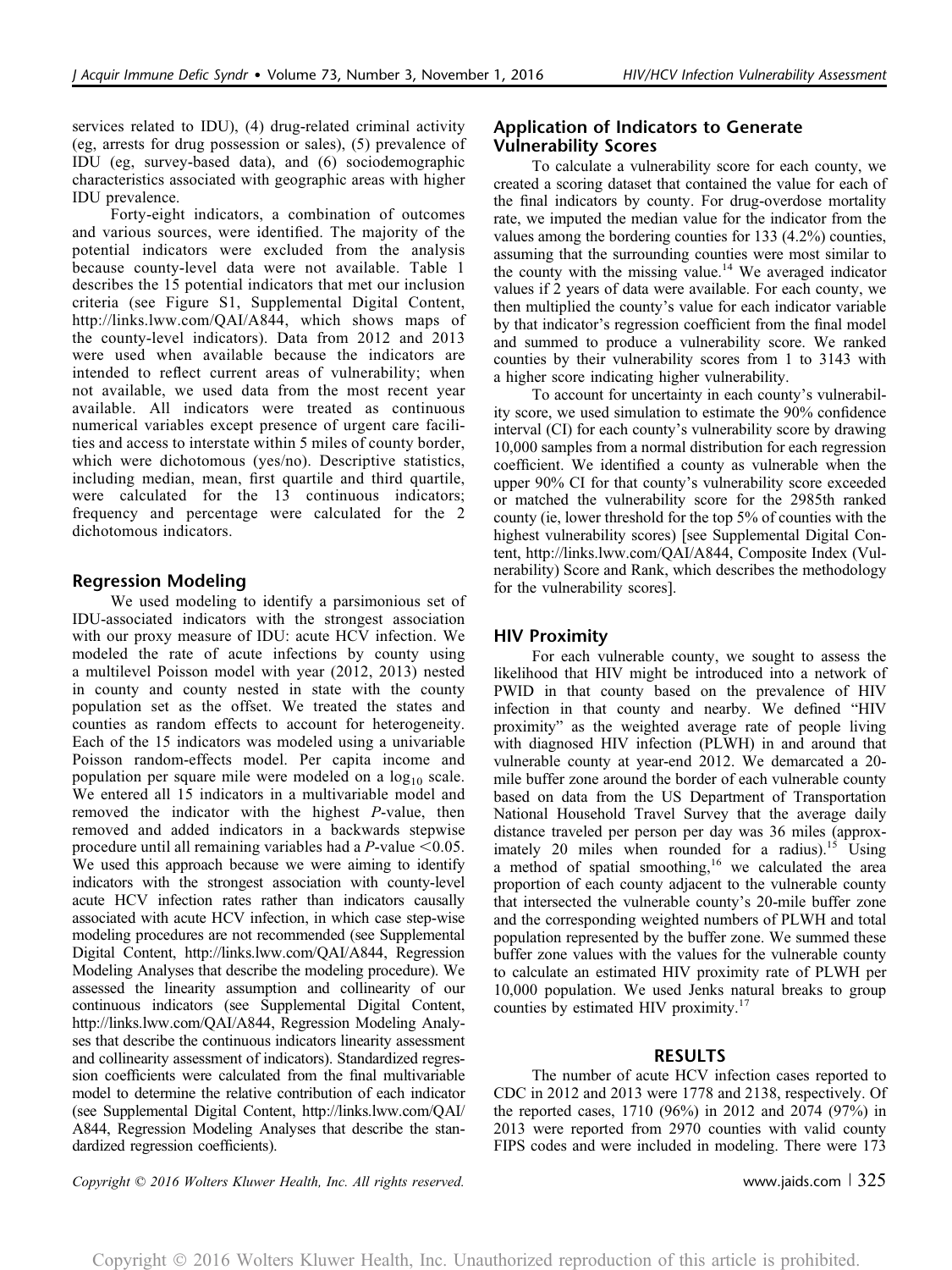services related to IDU), (4) drug-related criminal activity (eg, arrests for drug possession or sales), (5) prevalence of IDU (eg, survey-based data), and (6) sociodemographic characteristics associated with geographic areas with higher IDU prevalence.

Forty-eight indicators, a combination of outcomes and various sources, were identified. The majority of the potential indicators were excluded from the analysis because county-level data were not available. Table 1 describes the 15 potential indicators that met our inclusion criteria (see Figure S1, Supplemental Digital Content, http://links.lww.com/QAI/A844, which shows maps of the county-level indicators). Data from 2012 and 2013 were used when available because the indicators are intended to reflect current areas of vulnerability; when not available, we used data from the most recent year available. All indicators were treated as continuous numerical variables except presence of urgent care facilities and access to interstate within 5 miles of county border, which were dichotomous (yes/no). Descriptive statistics, including median, mean, first quartile and third quartile, were calculated for the 13 continuous indicators; frequency and percentage were calculated for the 2 dichotomous indicators.

## Regression Modeling

We used modeling to identify a parsimonious set of IDU-associated indicators with the strongest association with our proxy measure of IDU: acute HCV infection. We modeled the rate of acute infections by county using a multilevel Poisson model with year (2012, 2013) nested in county and county nested in state with the county population set as the offset. We treated the states and counties as random effects to account for heterogeneity. Each of the 15 indicators was modeled using a univariable Poisson random-effects model. Per capita income and population per square mile were modeled on a $\log_{10}$ scale. We entered all 15 indicators in a multivariable model and removed the indicator with the highest $P$-value, then removed and added indicators in a backwards stepwise procedure until all remaining variables had a $P$-value $<0.05$. We used this approach because we were aiming to identify indicators with the strongest association with county-level acute HCV infection rates rather than indicators causally associated with acute HCV infection, in which case step-wise modeling procedures are not recommended (see Supplemental Digital Content, http://links.lww.com/QAI/A844, Regression Modeling Analyses that describe the modeling procedure). We assessed the linearity assumption and collinearity of our continuous indicators (see Supplemental Digital Content, http://links.lww.com/QAI/A844, Regression Modeling Analyses that describe the continuous indicators linearity assessment and collinearity assessment of indicators). Standardized regression coefficients were calculated from the final multivariable model to determine the relative contribution of each indicator (see Supplemental Digital Content, http://links.lww.com/QAI/A844, Regression Modeling Analyses that describe the standardized regression coefficients).

## Application of Indicators to Generate Vulnerability Scores

To calculate a vulnerability score for each county, we created a scoring dataset that contained the value for each of the final indicators by county. For drug-overdose mortality rate, we imputed the median value for the indicator from the values among the bordering counties for 133 (4.2%) counties, assuming that the surrounding counties were most similar to the county with the missing value.[14] We averaged indicator values if 2 years of data were available. For each county, we then multiplied the county's value for each indicator variable by that indicator's regression coefficient from the final model and summed to produce a vulnerability score. We ranked counties by their vulnerability scores from 1 to 3143 with a higher score indicating higher vulnerability.

To account for uncertainty in each county's vulnerability score, we used simulation to estimate the 90% confidence interval (CI) for each county's vulnerability score by drawing 10,000 samples from a normal distribution for each regression coefficient. We identified a county as vulnerable when the upper 90% CI for that county's vulnerability score exceeded or matched the vulnerability score for the 2985th ranked county (ie, lower threshold for the top 5% of counties with the highest vulnerability scores) [see Supplemental Digital Content, http://links.lww.com/QAI/A844, Composite Index (Vulnerability) Score and Rank, which describes the methodology for the vulnerability scores].

## HIV Proximity

For each vulnerable county, we sought to assess the likelihood that HIV might be introduced into a network of PWID in that county based on the prevalence of HIV infection in that county and nearby. We defined "HIV proximity" as the weighted average rate of people living with diagnosed HIV infection (PLWH) in and around that vulnerable county at year-end 2012. We demarcated a 20-mile buffer zone around the border of each vulnerable county based on data from the US Department of Transportation National Household Travel Survey that the average daily distance traveled per person per day was 36 miles (approximately 20 miles when rounded for a radius).[15] Using a method of spatial smoothing,[16] we calculated the area proportion of each county adjacent to the vulnerable county that intersected the vulnerable county's 20-mile buffer zone and the corresponding weighted numbers of PLWH and total population represented by the buffer zone. We summed these buffer zone values with the values for the vulnerable county to calculate an estimated HIV proximity rate of PLWH per 10,000 population. We used Jenks natural breaks to group counties by estimated HIV proximity.[17]

# RESULTS

The number of acute HCV infection cases reported to CDC in 2012 and 2013 were 1778 and 2138, respectively. Of the reported cases, 1710 (96%) in 2012 and 2074 (97%) in 2013 were reported from 2970 counties with valid county FIPS codes and were included in modeling. There were 173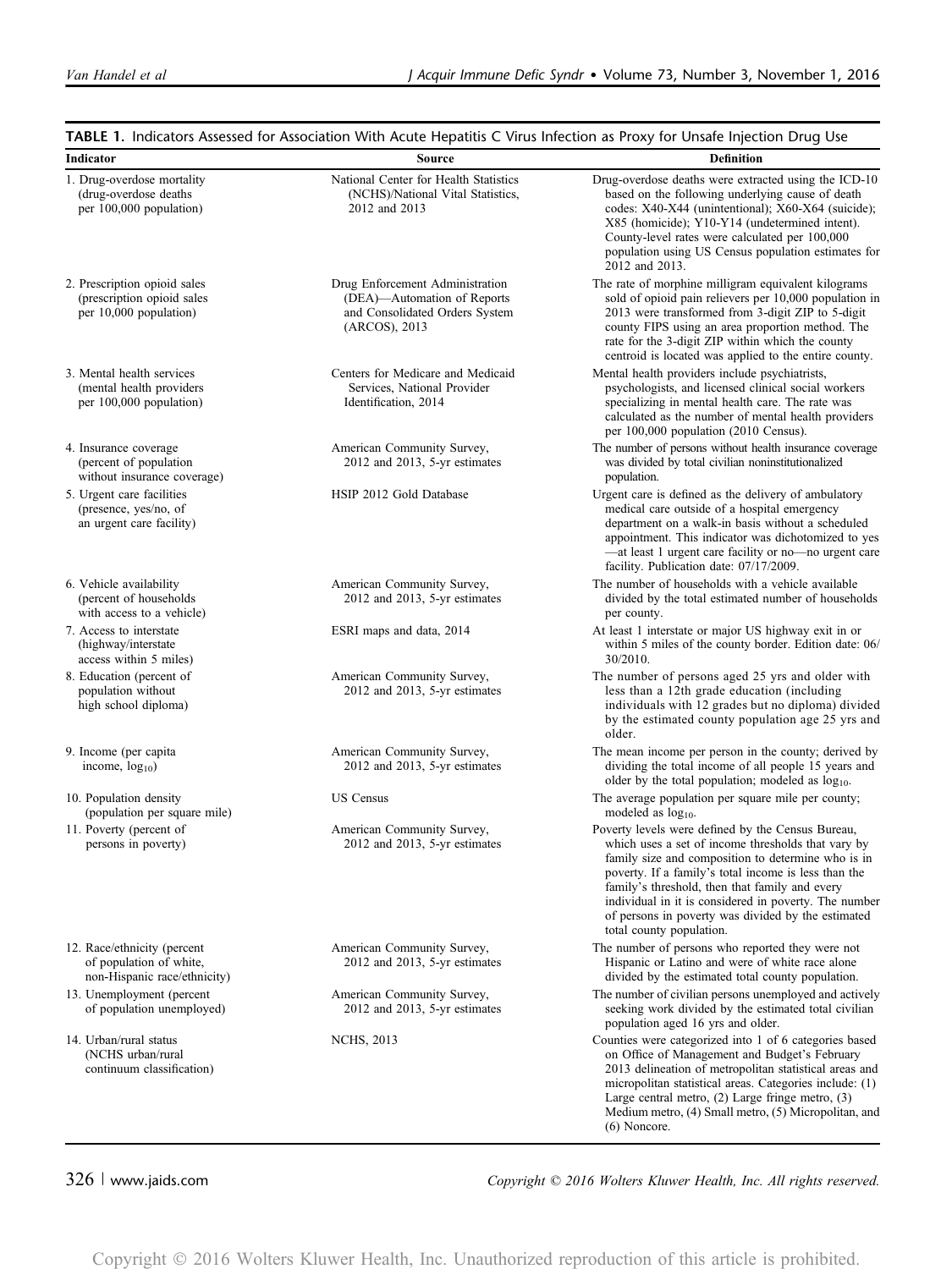**TABLE 1.** Indicators Assessed for Association With Acute Hepatitis C Virus Infection as Proxy for Unsafe Injection Drug Use

| Indicator | Source | Definition |
|---|---|---|
| 1. Drug-overdose mortality (drug-overdose deaths per 100,000 population) | National Center for Health Statistics (NCHS)/National Vital Statistics, 2012 and 2013 | Drug-overdose deaths were extracted using the ICD-10 based on the following underlying cause of death codes: X40-X44 (unintentional); X60-X64 (suicide); X85 (homicide); Y10-Y14 (undetermined intent). County-level rates were calculated per 100,000 population using US Census population estimates for 2012 and 2013. |
| 2. Prescription opioid sales (prescription opioid sales per 10,000 population) | Drug Enforcement Administration (DEA)—Automation of Reports and Consolidated Orders System (ARCOS), 2013 | The rate of morphine milligram equivalent kilograms sold of opioid pain relievers per 10,000 population in 2013 were transformed from 3-digit ZIP to 5-digit county FIPS using an area proportion method. The rate for the 3-digit ZIP within which the county centroid is located was applied to the entire county. |
| 3. Mental health services (mental health providers per 100,000 population) | Centers for Medicare and Medicaid Services, National Provider Identification, 2014 | Mental health providers include psychiatrists, psychologists, and licensed clinical social workers specializing in mental health care. The rate was calculated as the number of mental health providers per 100,000 population (2010 Census). |
| 4. Insurance coverage (percent of population without insurance coverage) | American Community Survey, 2012 and 2013, 5-yr estimates | The number of persons without health insurance coverage was divided by total civilian noninstitutionalized population. |
| 5. Urgent care facilities (presence, yes/no, of an urgent care facility) | HSIP 2012 Gold Database | Urgent care is defined as the delivery of ambulatory medical care outside of a hospital emergency department on a walk-in basis without a scheduled appointment. This indicator was dichotomized to yes—at least 1 urgent care facility or no—no urgent care facility. Publication date: 07/17/2009. |
| 6. Vehicle availability (percent of households with access to a vehicle) | American Community Survey, 2012 and 2013, 5-yr estimates | The number of households with a vehicle available divided by the total estimated number of households per county. |
| 7. Access to interstate (highway/interstate access within 5 miles) | ESRI maps and data, 2014 | At least 1 interstate or major US highway exit in or within 5 miles of the county border. Edition date: 06/30/2010. |
| 8. Education (percent of population without high school diploma) | American Community Survey, 2012 and 2013, 5-yr estimates | The number of persons aged 25 yrs and older with less than a 12th grade education (including individuals with 12 grades but no diploma) divided by the estimated county population age 25 yrs and older. |
| 9. Income (per capita income, $\log_{10}$) | American Community Survey, 2012 and 2013, 5-yr estimates | The mean income per person in the county; derived by dividing the total income of all people 15 years and older by the total population; modeled as $\log_{10}$. |
| 10. Population density (population per square mile) | US Census | The average population per square mile per county; modeled as $\log_{10}$. |
| 11. Poverty (percent of persons in poverty) | American Community Survey, 2012 and 2013, 5-yr estimates | Poverty levels were defined by the Census Bureau, which uses a set of income thresholds that vary by family size and composition to determine who is in poverty. If a family's total income is less than the family's threshold, then that family and every individual in it is considered in poverty. The number of persons in poverty was divided by the estimated total county population. |
| 12. Race/ethnicity (percent of population of white, non-Hispanic race/ethnicity) | American Community Survey, 2012 and 2013, 5-yr estimates | The number of persons who reported they were not Hispanic or Latino and were of white race alone divided by the estimated total county population. |
| 13. Unemployment (percent of population unemployed) | American Community Survey, 2012 and 2013, 5-yr estimates | The number of civilian persons unemployed and actively seeking work divided by the estimated total civilian population aged 16 yrs and older. |
| 14. Urban/rural status (NCHS urban/rural continuum classification) | NCHS, 2013 | Counties were categorized into 1 of 6 categories based on Office of Management and Budget's February 2013 delineation of metropolitan statistical areas and micropolitan statistical areas. Categories include: (1) Large central metro, (2) Large fringe metro, (3) Medium metro, (4) Small metro, (5) Micropolitan, and (6) Noncore. |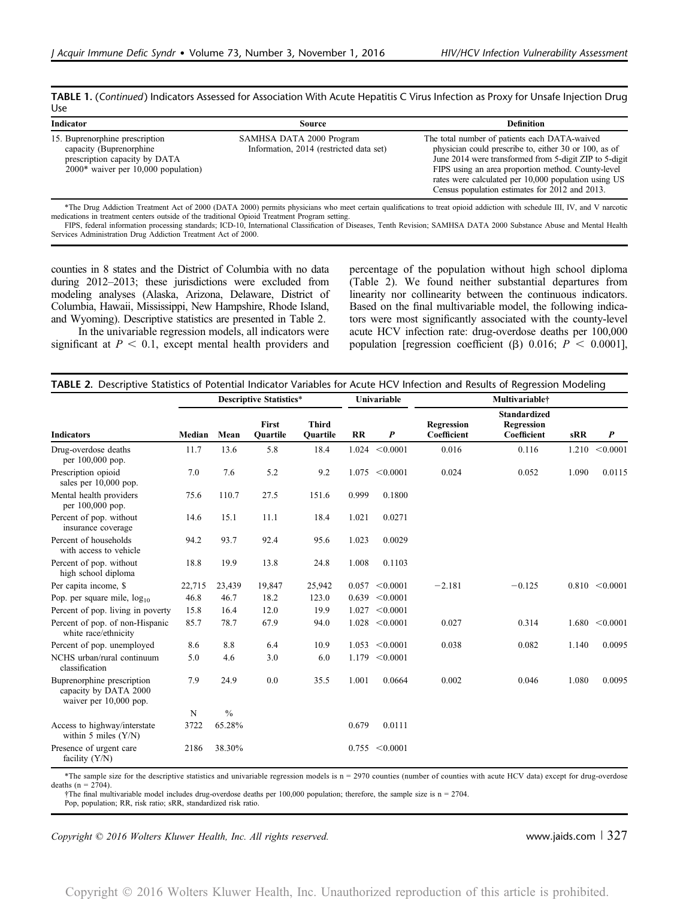**TABLE 1.** (*Continued*) Indicators Assessed for Association With Acute Hepatitis C Virus Infection as Proxy for Unsafe Injection Drug Use

| Indicator | Source | Definition |
|---|---|---|
| 15. Buprenorphine prescription capacity (Buprenorphine prescription capacity by DATA 2000* waiver per 10,000 population) | SAMHSA DATA 2000 Program Information, 2014 (restricted data set) | The total number of patients each DATA-waived physician could prescribe to, either 30 or 100, as of June 2014 were transformed from 5-digit ZIP to 5-digit FIPS using an area proportion method. County-level rates were calculated per 10,000 population using US Census population estimates for 2012 and 2013. |

*The Drug Addiction Treatment Act of 2000 (DATA 2000) permits physicians who meet certain qualifications to treat opioid addiction with schedule III, IV, and V narcotic medications in treatment centers outside of the traditional Opioid Treatment Program setting.

FIPS, federal information processing standards; ICD-10, International Classification of Diseases, Tenth Revision; SAMHSA DATA 2000 Substance Abuse and Mental Health Services Administration Drug Addiction Treatment Act of 2000.

counties in 8 states and the District of Columbia with no data during 2012–2013; these jurisdictions were excluded from modeling analyses (Alaska, Arizona, Delaware, District of Columbia, Hawaii, Mississippi, New Hampshire, Rhode Island, and Wyoming). Descriptive statistics are presented in Table 2.

In the univariable regression models, all indicators were significant at $P < 0.1$, except mental health providers and percentage of the population without high school diploma (Table 2). We found neither substantial departures from linearity nor collinearity between the continuous indicators. Based on the final multivariable model, the following indicators were most significantly associated with the county-level acute HCV infection rate: drug-overdose deaths per 100,000 population [regression coefficient (β) 0.016; $P < 0.0001$],

**TABLE 2.** Descriptive Statistics of Potential Indicator Variables for Acute HCV Infection and Results of Regression Modeling

| | Descriptive Statistics* | | | | Univariable | | Multivariable† | | | |
|---|---|---|---|---|---|---|---|---|---|---|
| Indicators | Median | Mean | First Quartile | Third Quartile | RR | *P* | Regression Coefficient | Standardized Regression Coefficient | sRR | *P* |
| Drug-overdose deaths per 100,000 pop. | 11.7 | 13.6 | 5.8 | 18.4 | 1.024 | <0.0001 | 0.016 | 0.116 | 1.210 | <0.0001 |
| Prescription opioid sales per 10,000 pop. | 7.0 | 7.6 | 5.2 | 9.2 | 1.075 | <0.0001 | 0.024 | 0.052 | 1.090 | 0.0115 |
| Mental health providers per 100,000 pop. | 75.6 | 110.7 | 27.5 | 151.6 | 0.999 | 0.1800 | | | | |
| Percent of pop. without insurance coverage | 14.6 | 15.1 | 11.1 | 18.4 | 1.021 | 0.0271 | | | | |
| Percent of households with access to vehicle | 94.2 | 93.7 | 92.4 | 95.6 | 1.023 | 0.0029 | | | | |
| Percent of pop. without high school diploma | 18.8 | 19.9 | 13.8 | 24.8 | 1.008 | 0.1103 | | | | |
| Per capita income, $ | 22,715 | 23,439 | 19,847 | 25,942 | 0.057 | <0.0001 | −2.181 | −0.125 | 0.810 | <0.0001 |
| Pop. per square mile, $\log_{10}$ | 46.8 | 46.7 | 18.2 | 123.0 | 0.639 | <0.0001 | | | | |
| Percent of pop. living in poverty | 15.8 | 16.4 | 12.0 | 19.9 | 1.027 | <0.0001 | | | | |
| Percent of pop. of non-Hispanic white race/ethnicity | 85.7 | 78.7 | 67.9 | 94.0 | 1.028 | <0.0001 | 0.027 | 0.314 | 1.680 | <0.0001 |
| Percent of pop. unemployed | 8.6 | 8.8 | 6.4 | 10.9 | 1.053 | <0.0001 | 0.038 | 0.082 | 1.140 | 0.0095 |
| NCHS urban/rural continuum classification | 5.0 | 4.6 | 3.0 | 6.0 | 1.179 | <0.0001 | | | | |
| Buprenorphine prescription capacity by DATA 2000 waiver per 10,000 pop. | 7.9 | 24.9 | 0.0 | 35.5 | 1.001 | 0.0664 | 0.002 | 0.046 | 1.080 | 0.0095 |
| | N | % | | | | | | | | |
| Access to highway/interstate within 5 miles (Y/N) | 3722 | 65.28% | | | 0.679 | 0.0111 | | | | |
| Presence of urgent care facility (Y/N) | 2186 | 38.30% | | | 0.755 | <0.0001 | | | | |

*The sample size for the descriptive statistics and univariable regression models is n = 2970 counties (number of counties with acute HCV data) except for drug-overdose deaths (n = 2704).

†The final multivariable model includes drug-overdose deaths per 100,000 population; therefore, the sample size is n = 2704.

Pop, population; RR, risk ratio; sRR, standardized risk ratio.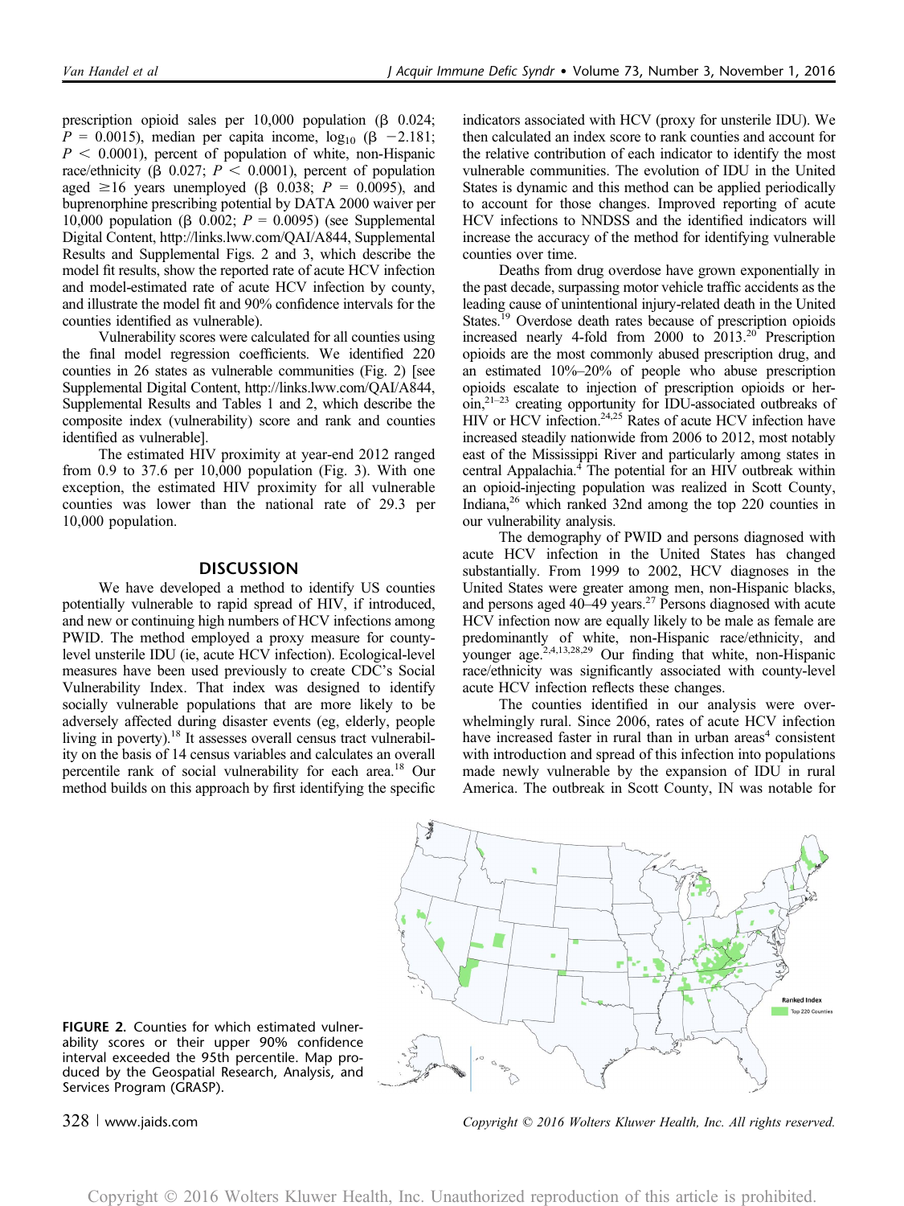prescription opioid sales per 10,000 population (β 0.024; $P = 0.0015$), median per capita income, $\log_{10}$ (β −2.181; $P < 0.0001$), percent of population of white, non-Hispanic race/ethnicity (β 0.027; $P < 0.0001$), percent of population aged ≥16 years unemployed (β 0.038; $P = 0.0095$), and buprenorphine prescribing potential by DATA 2000 waiver per 10,000 population (β 0.002; $P = 0.0095$) (see Supplemental Digital Content, http://links.lww.com/QAI/A844, Supplemental Results and Supplemental Figs. 2 and 3, which describe the model fit results, show the reported rate of acute HCV infection and model-estimated rate of acute HCV infection by county, and illustrate the model fit and 90% confidence intervals for the counties identified as vulnerable).

Vulnerability scores were calculated for all counties using the final model regression coefficients. We identified 220 counties in 26 states as vulnerable communities (Fig. 2) [see Supplemental Digital Content, http://links.lww.com/QAI/A844, Supplemental Results and Tables 1 and 2, which describe the composite index (vulnerability) score and rank and counties identified as vulnerable].

The estimated HIV proximity at year-end 2012 ranged from 0.9 to 37.6 per 10,000 population (Fig. 3). With one exception, the estimated HIV proximity for all vulnerable counties was lower than the national rate of 29.3 per 10,000 population.

## DISCUSSION

We have developed a method to identify US counties potentially vulnerable to rapid spread of HIV, if introduced, and new or continuing high numbers of HCV infections among PWID. The method employed a proxy measure for county-level unsterile IDU (ie, acute HCV infection). Ecological-level measures have been used previously to create CDC's Social Vulnerability Index. That index was designed to identify socially vulnerable populations that are more likely to be adversely affected during disaster events (eg, elderly, people living in poverty).[18] It assesses overall census tract vulnerability on the basis of 14 census variables and calculates an overall percentile rank of social vulnerability for each area.[18] Our method builds on this approach by first identifying the specific indicators associated with HCV (proxy for unsterile IDU). We then calculated an index score to rank counties and account for the relative contribution of each indicator to identify the most vulnerable communities. The evolution of IDU in the United States is dynamic and this method can be applied periodically to account for those changes. Improved reporting of acute HCV infections to NNDSS and the identified indicators will increase the accuracy of the method for identifying vulnerable counties over time.

Deaths from drug overdose have grown exponentially in the past decade, surpassing motor vehicle traffic accidents as the leading cause of unintentional injury-related death in the United States.[19] Overdose death rates because of prescription opioids increased nearly 4-fold from 2000 to 2013.[20] Prescription opioids are the most commonly abused prescription drug, and an estimated 10%–20% of people who abuse prescription opioids escalate to injection of prescription opioids or heroin,[21–23] creating opportunity for IDU-associated outbreaks of HIV or HCV infection.[24,25] Rates of acute HCV infection have increased steadily nationwide from 2006 to 2012, most notably east of the Mississippi River and particularly among states in central Appalachia.[4] The potential for an HIV outbreak within an opioid-injecting population was realized in Scott County, Indiana,[26] which ranked 32nd among the top 220 counties in our vulnerability analysis.

The demography of PWID and persons diagnosed with acute HCV infection in the United States has changed substantially. From 1999 to 2002, HCV diagnoses in the United States were greater among men, non-Hispanic blacks, and persons aged 40–49 years.[27] Persons diagnosed with acute HCV infection now are equally likely to be male as female are predominantly of white, non-Hispanic race/ethnicity, and younger age.[2,4,13,28,29] Our finding that white, non-Hispanic race/ethnicity was significantly associated with county-level acute HCV infection reflects these changes.

The counties identified in our analysis were overwhelmingly rural. Since 2006, rates of acute HCV infection have increased faster in rural than in urban areas[4] consistent with introduction and spread of this infection into populations made newly vulnerable by the expansion of IDU in rural America. The outbreak in Scott County, IN was notable for

FIGURE 2. Counties for which estimated vulnerability scores or their upper 90% confidence interval exceeded the 95th percentile. Map produced by the Geospatial Research, Analysis, and Services Program (GRASP).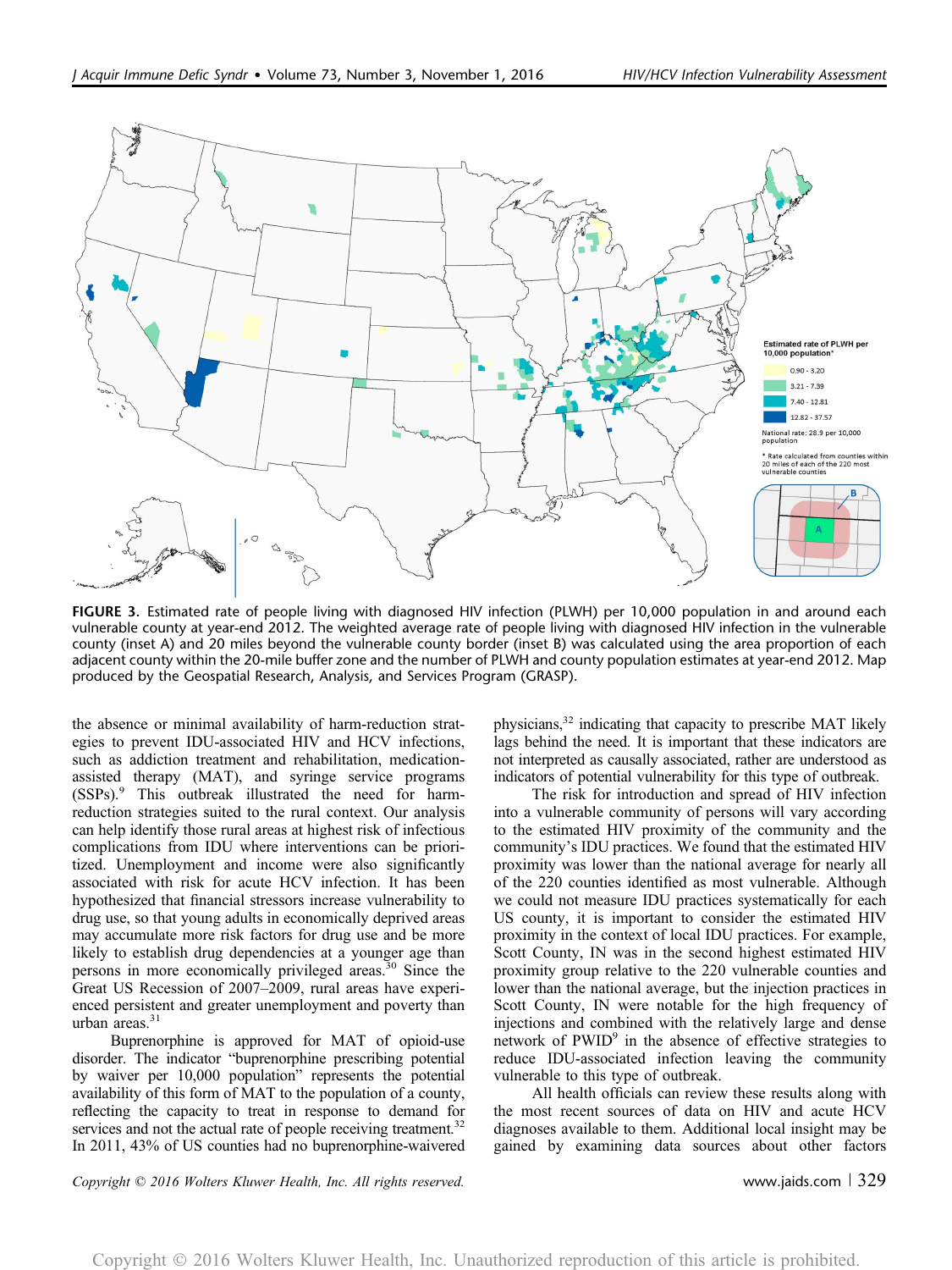**FIGURE 3.** Estimated rate of people living with diagnosed HIV infection (PLWH) per 10,000 population in and around each vulnerable county at year-end 2012. The weighted average rate of people living with diagnosed HIV infection in the vulnerable county (inset A) and 20 miles beyond the vulnerable county border (inset B) was calculated using the area proportion of each adjacent county within the 20-mile buffer zone and the number of PLWH and county population estimates at year-end 2012. Map produced by the Geospatial Research, Analysis, and Services Program (GRASP).

the absence or minimal availability of harm-reduction strategies to prevent IDU-associated HIV and HCV infections, such as addiction treatment and rehabilitation, medication-assisted therapy (MAT), and syringe service programs (SSPs).[9] This outbreak illustrated the need for harm-reduction strategies suited to the rural context. Our analysis can help identify those rural areas at highest risk of infectious complications from IDU where interventions can be prioritized. Unemployment and income were also significantly associated with risk for acute HCV infection. It has been hypothesized that financial stressors increase vulnerability to drug use, so that young adults in economically deprived areas may accumulate more risk factors for drug use and be more likely to establish drug dependencies at a younger age than persons in more economically privileged areas.[30] Since the Great US Recession of 2007–2009, rural areas have experienced persistent and greater unemployment and poverty than urban areas.[31]

Buprenorphine is approved for MAT of opioid-use disorder. The indicator "buprenorphine prescribing potential by waiver per 10,000 population" represents the potential availability of this form of MAT to the population of a county, reflecting the capacity to treat in response to demand for services and not the actual rate of people receiving treatment.[32] In 2011, 43% of US counties had no buprenorphine-waivered physicians,[32] indicating that capacity to prescribe MAT likely lags behind the need. It is important that these indicators are not interpreted as causally associated, rather are understood as indicators of potential vulnerability for this type of outbreak.

The risk for introduction and spread of HIV infection into a vulnerable community of persons will vary according to the estimated HIV proximity of the community and the community's IDU practices. We found that the estimated HIV proximity was lower than the national average for nearly all of the 220 counties identified as most vulnerable. Although we could not measure IDU practices systematically for each US county, it is important to consider the estimated HIV proximity in the context of local IDU practices. For example, Scott County, IN was in the second highest estimated HIV proximity group relative to the 220 vulnerable counties and lower than the national average, but the injection practices in Scott County, IN were notable for the high frequency of injections and combined with the relatively large and dense network of PWID[9] in the absence of effective strategies to reduce IDU-associated infection leaving the community vulnerable to this type of outbreak.

All health officials can review these results along with the most recent sources of data on HIV and acute HCV diagnoses available to them. Additional local insight may be gained by examining data sources about other factors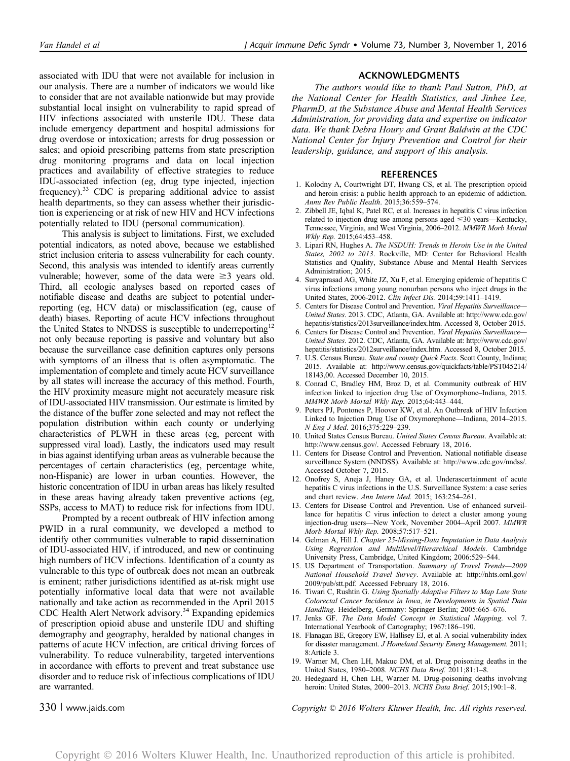associated with IDU that were not available for inclusion in our analysis. There are a number of indicators we would like to consider that are not available nationwide but may provide substantial local insight on vulnerability to rapid spread of HIV infections associated with unsterile IDU. These data include emergency department and hospital admissions for drug overdose or intoxication; arrests for drug possession or sales; and opioid prescribing patterns from state prescription drug monitoring programs and data on local injection practices and availability of effective strategies to reduce IDU-associated infection (eg, drug type injected, injection frequency).[33] CDC is preparing additional advice to assist health departments, so they can assess whether their jurisdiction is experiencing or at risk of new HIV and HCV infections potentially related to IDU (personal communication).

This analysis is subject to limitations. First, we excluded potential indicators, as noted above, because we established strict inclusion criteria to assess vulnerability for each county. Second, this analysis was intended to identify areas currently vulnerable; however, some of the data were ≥3 years old. Third, all ecologic analyses based on reported cases of notifiable disease and deaths are subject to potential underreporting (eg, HCV data) or misclassification (eg, cause of death) biases. Reporting of acute HCV infections throughout the United States to NNDSS is susceptible to underreporting[12] not only because reporting is passive and voluntary but also because the surveillance case definition captures only persons with symptoms of an illness that is often asymptomatic. The implementation of complete and timely acute HCV surveillance by all states will increase the accuracy of this method. Fourth, the HIV proximity measure might not accurately measure risk of IDU-associated HIV transmission. Our estimate is limited by the distance of the buffer zone selected and may not reflect the population distribution within each county or underlying characteristics of PLWH in these areas (eg, percent with suppressed viral load). Lastly, the indicators used may result in bias against identifying urban areas as vulnerable because the percentages of certain characteristics (eg, percentage white, non-Hispanic) are lower in urban counties. However, the historic concentration of IDU in urban areas has likely resulted in these areas having already taken preventive actions (eg, SSPs, access to MAT) to reduce risk for infections from IDU.

Prompted by a recent outbreak of HIV infection among PWID in a rural community, we developed a method to identify other communities vulnerable to rapid dissemination of IDU-associated HIV, if introduced, and new or continuing high numbers of HCV infections. Identification of a county as vulnerable to this type of outbreak does not mean an outbreak is eminent; rather jurisdictions identified as at-risk might use potentially informative local data that were not available nationally and take action as recommended in the April 2015 CDC Health Alert Network advisory.[34] Expanding epidemics of prescription opioid abuse and unsterile IDU and shifting demography and geography, heralded by national changes in patterns of acute HCV infection, are critical driving forces of vulnerability. To reduce vulnerability, targeted interventions in accordance with efforts to prevent and treat substance use disorder and to reduce risk of infectious complications of IDU are warranted.

## ACKNOWLEDGMENTS

*The authors would like to thank Paul Sutton, PhD, at the National Center for Health Statistics, and Jinhee Lee, PharmD, at the Substance Abuse and Mental Health Services Administration, for providing data and expertise on indicator data. We thank Debra Houry and Grant Baldwin at the CDC National Center for Injury Prevention and Control for their leadership, guidance, and support of this analysis.*

## REFERENCES

1. Kolodny A, Courtwright DT, Hwang CS, et al. The prescription opioid and heroin crisis: a public health approach to an epidemic of addiction. *Annu Rev Public Health*. 2015;36:559–574.
2. Zibbell JE, Iqbal K, Patel RC, et al. Increases in hepatitis C virus infection related to injection drug use among persons aged ≤30 years—Kentucky, Tennessee, Virginia, and West Virginia, 2006–2012. *MMWR Morb Mortal Wkly Rep*. 2015;64:453–458.
3. Lipari RN, Hughes A. *The NSDUH: Trends in Heroin Use in the United States, 2002 to 2013*. Rockville, MD: Center for Behavioral Health Statistics and Quality, Substance Abuse and Mental Health Services Administration; 2015.
4. Suryaprasad AG, White JZ, Xu F, et al. Emerging epidemic of hepatitis C virus infections among young nonurban persons who inject drugs in the United States, 2006-2012. *Clin Infect Dis*. 2014;59:1411–1419.
5. Centers for Disease Control and Prevention. *Viral Hepatitis Surveillance—United States*. 2013. CDC, Atlanta, GA. Available at: http://www.cdc.gov/hepatitis/statistics/2013surveillance/index.htm. Accessed 8, October 2015.
6. Centers for Disease Control and Prevention. *Viral Hepatitis Surveillance—United States*. 2012. CDC, Atlanta, GA. Available at: http://www.cdc.gov/hepatitis/statistics/2012surveillance/index.htm. Accessed 8, October 2015.
7. U.S. Census Bureau. *State and county Quick Facts*. Scott County, Indiana; 2015. Available at: http://www.census.gov/quickfacts/table/PST045214/18143,00. Accessed December 10, 2015.
8. Conrad C, Bradley HM, Broz D, et al. Community outbreak of HIV infection linked to injection drug Use of Oxymorphone–Indiana, 2015. *MMWR Morb Mortal Wkly Rep*. 2015;64:443–444.
9. Peters PJ, Pontones P, Hoover KW, et al. An Outbreak of HIV Infection Linked to Injection Drug Use of Oxymorephone—Indiana, 2014–2015. *N Engl J Med*. 2016;375:229–239.
10. United States Census Bureau. *United States Census Bureau*. Available at: http://www.census.gov/. Accessed February 18, 2016.
11. Centers for Disease Control and Prevention. National notifiable disease surveillance System (NNDSS). Available at: http://www.cdc.gov/nndss/. Accessed October 7, 2015.
12. Onofrey S, Aneja J, Haney GA, et al. Underascertainment of acute hepatitis C virus infections in the U.S. Surveillance System: a case series and chart review. *Ann Intern Med*. 2015; 163:254–261.
13. Centers for Disease Control and Prevention. Use of enhanced surveillance for hepatitis C virus infection to detect a cluster among young injection-drug users—New York, November 2004–April 2007. *MMWR Morb Mortal Wkly Rep*. 2008;57:517–521.
14. Gelman A, Hill J. *Chapter 25-Missing-Data Imputation in Data Analysis Using Regression and Multilevel/Hierarchical Models*. Cambridge University Press, Cambridge, United Kingdom; 2006:529–544.
15. US Department of Transportation. *Summary of Travel Trends—2009 National Household Travel Survey*. Available at: http://nhts.ornl.gov/2009/pub/stt.pdf. Accessed February 18, 2016.
16. Tiwari C, Rushtin G. *Using Spatially Adaptive Filters to Map Late State Colorectal Cancer Incidence in Iowa, in Developments in Spatial Data Handling*. Heidelberg, Germany: Springer Berlin; 2005:665–676.
17. Jenks GF. *The Data Model Concept in Statistical Mapping*. vol 7. International Yearbook of Cartography; 1967:186–190.
18. Flanagan BE, Gregory EW, Hallisey EJ, et al. A social vulnerability index for disaster management. *J Homeland Security Emerg Management*. 2011; 8:Article 3.
19. Warner M, Chen LH, Makuc DM, et al. Drug poisoning deaths in the United States, 1980–2008. *NCHS Data Brief*. 2011;81:1–8.
20. Hedegaard H, Chen LH, Warner M. Drug-poisoning deaths involving heroin: United States, 2000–2013. *NCHS Data Brief*. 2015;190:1–8.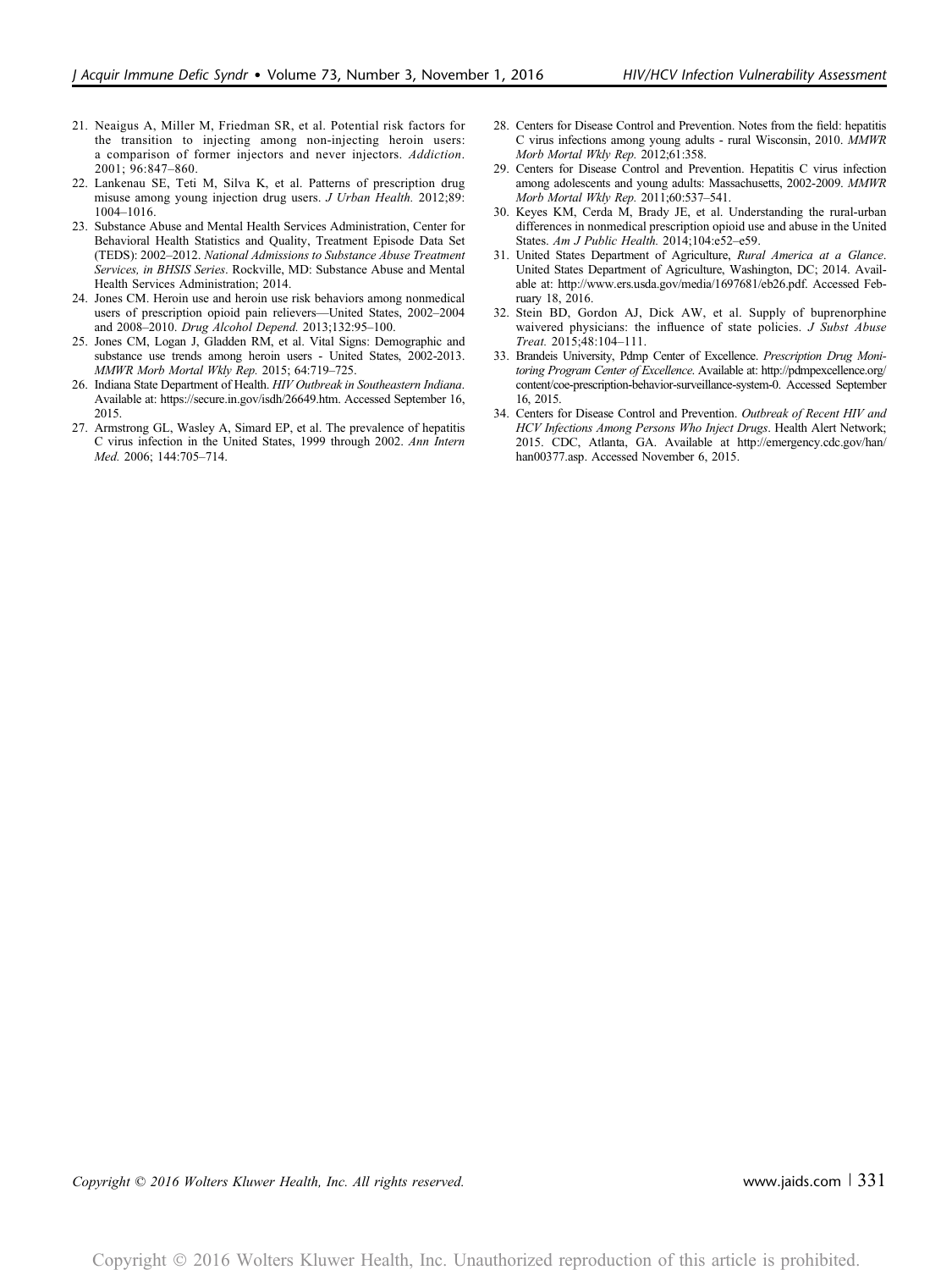21. Neaigus A, Miller M, Friedman SR, et al. Potential risk factors for the transition to injecting among non-injecting heroin users: a comparison of former injectors and never injectors. *Addiction*. 2001; 96:847–860.
22. Lankenau SE, Teti M, Silva K, et al. Patterns of prescription drug misuse among young injection drug users. *J Urban Health.* 2012;89: 1004–1016.
23. Substance Abuse and Mental Health Services Administration, Center for Behavioral Health Statistics and Quality, Treatment Episode Data Set (TEDS): 2002–2012. *National Admissions to Substance Abuse Treatment Services, in BHSIS Series*. Rockville, MD: Substance Abuse and Mental Health Services Administration; 2014.
24. Jones CM. Heroin use and heroin use risk behaviors among nonmedical users of prescription opioid pain relievers—United States, 2002–2004 and 2008–2010. *Drug Alcohol Depend.* 2013;132:95–100.
25. Jones CM, Logan J, Gladden RM, et al. Vital Signs: Demographic and substance use trends among heroin users - United States, 2002-2013. *MMWR Morb Mortal Wkly Rep.* 2015; 64:719–725.
26. Indiana State Department of Health. *HIV Outbreak in Southeastern Indiana*. Available at: https://secure.in.gov/isdh/26649.htm. Accessed September 16, 2015.
27. Armstrong GL, Wasley A, Simard EP, et al. The prevalence of hepatitis C virus infection in the United States, 1999 through 2002. *Ann Intern Med.* 2006; 144:705–714.
28. Centers for Disease Control and Prevention. Notes from the field: hepatitis C virus infections among young adults - rural Wisconsin, 2010. *MMWR Morb Mortal Wkly Rep.* 2012;61:358.
29. Centers for Disease Control and Prevention. Hepatitis C virus infection among adolescents and young adults: Massachusetts, 2002-2009. *MMWR Morb Mortal Wkly Rep.* 2011;60:537–541.
30. Keyes KM, Cerda M, Brady JE, et al. Understanding the rural-urban differences in nonmedical prescription opioid use and abuse in the United States. *Am J Public Health.* 2014;104:e52–e59.
31. United States Department of Agriculture, *Rural America at a Glance*. United States Department of Agriculture, Washington, DC; 2014. Available at: http://www.ers.usda.gov/media/1697681/eb26.pdf. Accessed February 18, 2016.
32. Stein BD, Gordon AJ, Dick AW, et al. Supply of buprenorphine waivered physicians: the influence of state policies. *J Subst Abuse Treat.* 2015;48:104–111.
33. Brandeis University, Pdmp Center of Excellence. *Prescription Drug Monitoring Program Center of Excellence*. Available at: http://pdmpexcellence.org/content/coe-prescription-behavior-surveillance-system-0. Accessed September 16, 2015.
34. Centers for Disease Control and Prevention. *Outbreak of Recent HIV and HCV Infections Among Persons Who Inject Drugs*. Health Alert Network; 2015. CDC, Atlanta, GA. Available at http://emergency.cdc.gov/han/han00377.asp. Accessed November 6, 2015.